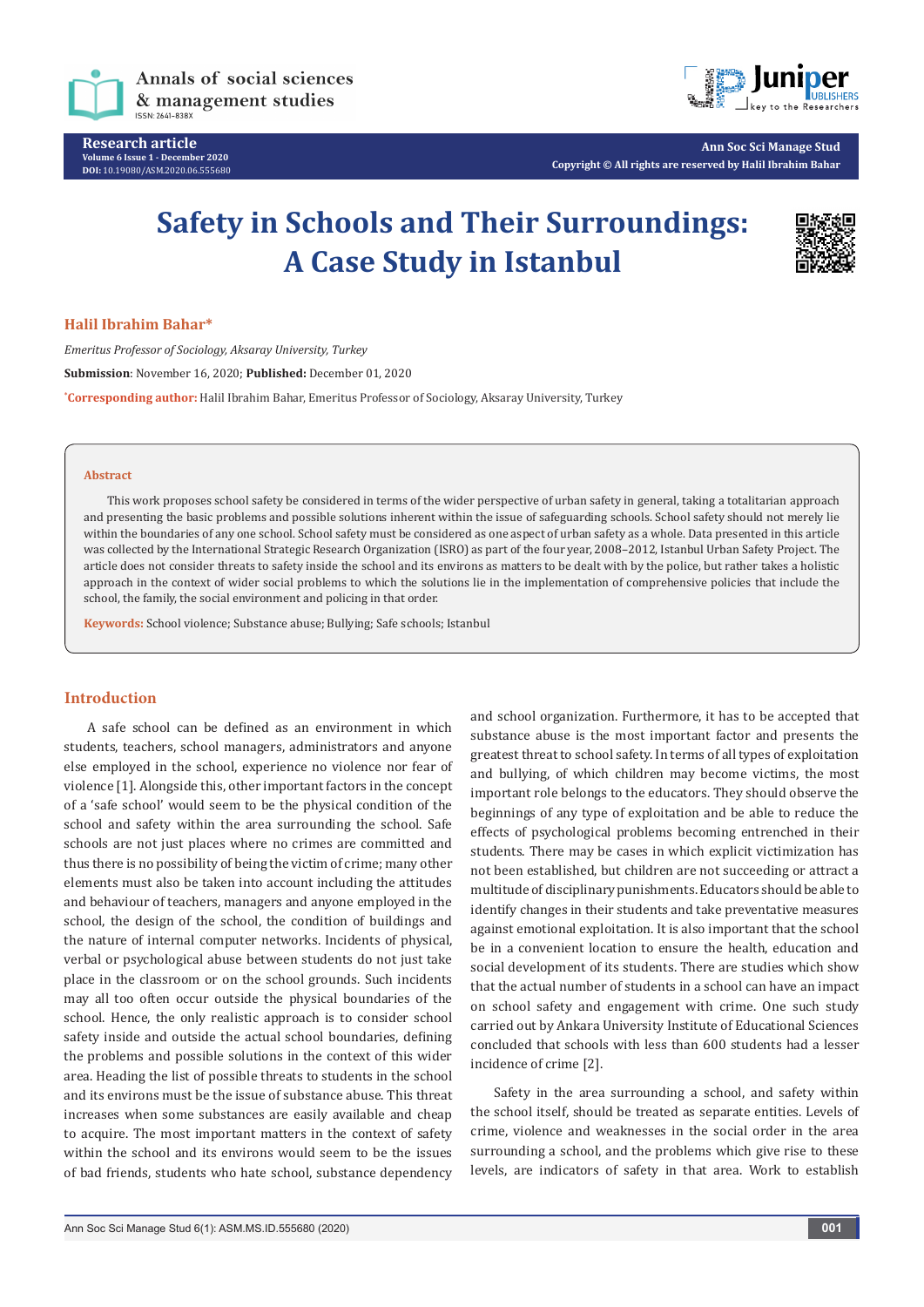Research article

Volume 6 Issue 1 - December 2020

DOI: 10.19080/ASM.2020.06.555680

Copyright © All rights are reserved by Halil Ibrahim Bahar

# Safety in Schools and Their Surroundings: A Case Study in Istanbul

**Halil Ibrahim Bahar***

*Emeritus Professor of Sociology, Aksaray University, Turkey*

**Submission**: November 16, 2020; **Published:** December 01, 2020

***Corresponding author:** Halil Ibrahim Bahar, Emeritus Professor of Sociology, Aksaray University, Turkey

## Abstract

This work proposes school safety be considered in terms of the wider perspective of urban safety in general, taking a totalitarian approach and presenting the basic problems and possible solutions inherent within the issue of safeguarding schools. School safety should not merely lie within the boundaries of any one school. School safety must be considered as one aspect of urban safety as a whole. Data presented in this article was collected by the International Strategic Research Organization (ISRO) as part of the four year, 2008–2012, Istanbul Urban Safety Project. The article does not consider threats to safety inside the school and its environs as matters to be dealt with by the police, but rather takes a holistic approach in the context of wider social problems to which the solutions lie in the implementation of comprehensive policies that include the school, the family, the social environment and policing in that order.

**Keywords:** School violence; Substance abuse; Bullying; Safe schools; Istanbul

## Introduction

A safe school can be defined as an environment in which students, teachers, school managers, administrators and anyone else employed in the school, experience no violence nor fear of violence [1]. Alongside this, other important factors in the concept of a 'safe school' would seem to be the physical condition of the school and safety within the area surrounding the school. Safe schools are not just places where no crimes are committed and thus there is no possibility of being the victim of crime; many other elements must also be taken into account including the attitudes and behaviour of teachers, managers and anyone employed in the school, the design of the school, the condition of buildings and the nature of internal computer networks. Incidents of physical, verbal or psychological abuse between students do not just take place in the classroom or on the school grounds. Such incidents may all too often occur outside the physical boundaries of the school. Hence, the only realistic approach is to consider school safety inside and outside the actual school boundaries, defining the problems and possible solutions in the context of this wider area. Heading the list of possible threats to students in the school and its environs must be the issue of substance abuse. This threat increases when some substances are easily available and cheap to acquire. The most important matters in the context of safety within the school and its environs would seem to be the issues of bad friends, students who hate school, substance dependency and school organization. Furthermore, it has to be accepted that substance abuse is the most important factor and presents the greatest threat to school safety. In terms of all types of exploitation and bullying, of which children may become victims, the most important role belongs to the educators. They should observe the beginnings of any type of exploitation and be able to reduce the effects of psychological problems becoming entrenched in their students. There may be cases in which explicit victimization has not been established, but children are not succeeding or attract a multitude of disciplinary punishments. Educators should be able to identify changes in their students and take preventative measures against emotional exploitation. It is also important that the school be in a convenient location to ensure the health, education and social development of its students. There are studies which show that the actual number of students in a school can have an impact on school safety and engagement with crime. One such study carried out by Ankara University Institute of Educational Sciences concluded that schools with less than 600 students had a lesser incidence of crime [2].

Safety in the area surrounding a school, and safety within the school itself, should be treated as separate entities. Levels of crime, violence and weaknesses in the social order in the area surrounding a school, and the problems which give rise to these levels, are indicators of safety in that area. Work to establish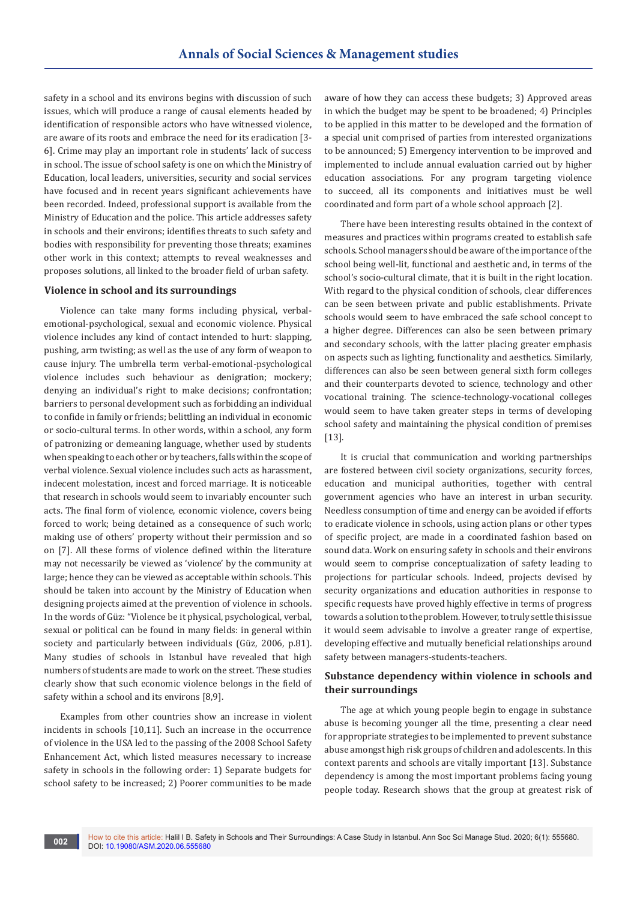safety in a school and its environs begins with discussion of such issues, which will produce a range of causal elements headed by identification of responsible actors who have witnessed violence, are aware of its roots and embrace the need for its eradication [3-6]. Crime may play an important role in students' lack of success in school. The issue of school safety is one on which the Ministry of Education, local leaders, universities, security and social services have focused and in recent years significant achievements have been recorded. Indeed, professional support is available from the Ministry of Education and the police. This article addresses safety in schools and their environs; identifies threats to such safety and bodies with responsibility for preventing those threats; examines other work in this context; attempts to reveal weaknesses and proposes solutions, all linked to the broader field of urban safety.

## Violence in school and its surroundings

Violence can take many forms including physical, verbal-emotional-psychological, sexual and economic violence. Physical violence includes any kind of contact intended to hurt: slapping, pushing, arm twisting; as well as the use of any form of weapon to cause injury. The umbrella term verbal-emotional-psychological violence includes such behaviour as denigration; mockery; denying an individual's right to make decisions; confrontation; barriers to personal development such as forbidding an individual to confide in family or friends; belittling an individual in economic or socio-cultural terms. In other words, within a school, any form of patronizing or demeaning language, whether used by students when speaking to each other or by teachers, falls within the scope of verbal violence. Sexual violence includes such acts as harassment, indecent molestation, incest and forced marriage. It is noticeable that research in schools would seem to invariably encounter such acts. The final form of violence, economic violence, covers being forced to work; being detained as a consequence of such work; making use of others' property without their permission and so on [7]. All these forms of violence defined within the literature may not necessarily be viewed as 'violence' by the community at large; hence they can be viewed as acceptable within schools. This should be taken into account by the Ministry of Education when designing projects aimed at the prevention of violence in schools. In the words of Güz: "Violence be it physical, psychological, verbal, sexual or political can be found in many fields: in general within society and particularly between individuals (Güz, 2006, p.81). Many studies of schools in Istanbul have revealed that high numbers of students are made to work on the street. These studies clearly show that such economic violence belongs in the field of safety within a school and its environs [8,9].

Examples from other countries show an increase in violent incidents in schools [10,11]. Such an increase in the occurrence of violence in the USA led to the passing of the 2008 School Safety Enhancement Act, which listed measures necessary to increase safety in schools in the following order: 1) Separate budgets for school safety to be increased; 2) Poorer communities to be made aware of how they can access these budgets; 3) Approved areas in which the budget may be spent to be broadened; 4) Principles to be applied in this matter to be developed and the formation of a special unit comprised of parties from interested organizations to be announced; 5) Emergency intervention to be improved and implemented to include annual evaluation carried out by higher education associations. For any program targeting violence to succeed, all its components and initiatives must be well coordinated and form part of a whole school approach [2].

There have been interesting results obtained in the context of measures and practices within programs created to establish safe schools. School managers should be aware of the importance of the school being well-lit, functional and aesthetic and, in terms of the school's socio-cultural climate, that it is built in the right location. With regard to the physical condition of schools, clear differences can be seen between private and public establishments. Private schools would seem to have embraced the safe school concept to a higher degree. Differences can also be seen between primary and secondary schools, with the latter placing greater emphasis on aspects such as lighting, functionality and aesthetics. Similarly, differences can also be seen between general sixth form colleges and their counterparts devoted to science, technology and other vocational training. The science-technology-vocational colleges would seem to have taken greater steps in terms of developing school safety and maintaining the physical condition of premises [13].

It is crucial that communication and working partnerships are fostered between civil society organizations, security forces, education and municipal authorities, together with central government agencies who have an interest in urban security. Needless consumption of time and energy can be avoided if efforts to eradicate violence in schools, using action plans or other types of specific project, are made in a coordinated fashion based on sound data. Work on ensuring safety in schools and their environs would seem to comprise conceptualization of safety leading to projections for particular schools. Indeed, projects devised by security organizations and education authorities in response to specific requests have proved highly effective in terms of progress towards a solution to the problem. However, to truly settle this issue it would seem advisable to involve a greater range of expertise, developing effective and mutually beneficial relationships around safety between managers-students-teachers.

## Substance dependency within violence in schools and their surroundings

The age at which young people begin to engage in substance abuse is becoming younger all the time, presenting a clear need for appropriate strategies to be implemented to prevent substance abuse amongst high risk groups of children and adolescents. In this context parents and schools are vitally important [13]. Substance dependency is among the most important problems facing young people today. Research shows that the group at greatest risk of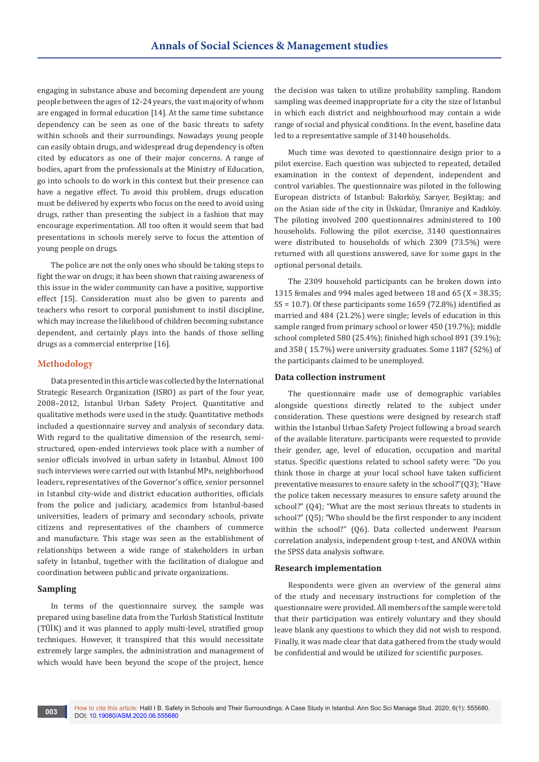engaging in substance abuse and becoming dependent are young people between the ages of 12-24 years, the vast majority of whom are engaged in formal education [14]. At the same time substance dependency can be seen as one of the basic threats to safety within schools and their surroundings. Nowadays young people can easily obtain drugs, and widespread drug dependency is often cited by educators as one of their major concerns. A range of bodies, apart from the professionals at the Ministry of Education, go into schools to do work in this context but their presence can have a negative effect. To avoid this problem, drugs education must be delivered by experts who focus on the need to avoid using drugs, rather than presenting the subject in a fashion that may encourage experimentation. All too often it would seem that bad presentations in schools merely serve to focus the attention of young people on drugs.

The police are not the only ones who should be taking steps to fight the war on drugs; it has been shown that raising awareness of this issue in the wider community can have a positive, supportive effect [15]. Consideration must also be given to parents and teachers who resort to corporal punishment to instil discipline, which may increase the likelihood of children becoming substance dependent, and certainly plays into the hands of those selling drugs as a commercial enterprise [16].

## Methodology

Data presented in this article was collected by the International Strategic Research Organization (ISRO) as part of the four year, 2008–2012, Istanbul Urban Safety Project. Quantitative and qualitative methods were used in the study. Quantitative methods included a questionnaire survey and analysis of secondary data. With regard to the qualitative dimension of the research, semi-structured, open-ended interviews took place with a number of senior officials involved in urban safety in Istanbul. Almost 100 such interviews were carried out with Istanbul MPs, neighborhood leaders, representatives of the Governor's office, senior personnel in Istanbul city-wide and district education authorities, officials from the police and judiciary, academics from Istanbul-based universities, leaders of primary and secondary schools, private citizens and representatives of the chambers of commerce and manufacture. This stage was seen as the establishment of relationships between a wide range of stakeholders in urban safety in Istanbul, together with the facilitation of dialogue and coordination between public and private organizations.

### Sampling

In terms of the questionnaire survey, the sample was prepared using baseline data from the Turkish Statistical Institute (TÜİK) and it was planned to apply multi-level, stratified group techniques. However, it transpired that this would necessitate extremely large samples, the administration and management of which would have been beyond the scope of the project, hence the decision was taken to utilize probability sampling. Random sampling was deemed inappropriate for a city the size of Istanbul in which each district and neighbourhood may contain a wide range of social and physical conditions. In the event, baseline data led to a representative sample of 3140 households.

Much time was devoted to questionnaire design prior to a pilot exercise. Each question was subjected to repeated, detailed examination in the context of dependent, independent and control variables. The questionnaire was piloted in the following European districts of Istanbul: Bakırköy, Sarıyer, Beşiktaş; and on the Asian side of the city in Üsküdar, Ümraniye and Kadıköy. The piloting involved 200 questionnaires administered to 100 households. Following the pilot exercise, 3140 questionnaires were distributed to households of which 2309 (73.5%) were returned with all questions answered, save for some gaps in the optional personal details.

The 2309 household participants can be broken down into 1315 females and 994 males aged between 18 and 65 (X = 38.35; SS = 10.7). Of these participants some 1659 (72.8%) identified as married and 484 (21.2%) were single; levels of education in this sample ranged from primary school or lower 450 (19.7%); middle school completed 580 (25.4%); finished high school 891 (39.1%); and 358 ( 15.7%) were university graduates. Some 1187 (52%) of the participants claimed to be unemployed.

### Data collection instrument

The questionnaire made use of demographic variables alongside questions directly related to the subject under consideration. These questions were designed by research staff within the Istanbul Urban Safety Project following a broad search of the available literature. participants were requested to provide their gender, age, level of education, occupation and marital status. Specific questions related to school safety were: "Do you think those in charge at your local school have taken sufficient preventative measures to ensure safety in the school?"(Q3); "Have the police taken necessary measures to ensure safety around the school?" (Q4); "What are the most serious threats to students in school?" (Q5); "Who should be the first responder to any incident within the school?" (Q6). Data collected underwent Pearson correlation analysis, independent group t-test, and ANOVA within the SPSS data analysis software.

### Research implementation

Respondents were given an overview of the general aims of the study and necessary instructions for completion of the questionnaire were provided. All members of the sample were told that their participation was entirely voluntary and they should leave blank any questions to which they did not wish to respond. Finally, it was made clear that data gathered from the study would be confidential and would be utilized for scientific purposes.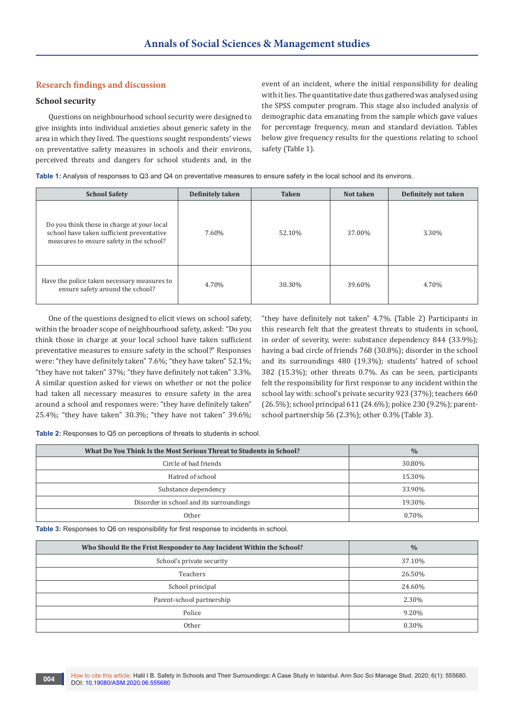## Research findings and discussion

### School security

Questions on neighbourhood school security were designed to give insights into individual anxieties about generic safety in the area in which they lived. The questions sought respondents' views on preventative safety measures in schools and their environs, perceived threats and dangers for school students and, in the event of an incident, where the initial responsibility for dealing with it lies. The quantitative date thus gathered was analysed using the SPSS computer program. This stage also included analysis of demographic data emanating from the sample which gave values for percentage frequency, mean and standard deviation. Tables below give frequency results for the questions relating to school safety (Table 1).

**Table 1:** Analysis of responses to Q3 and Q4 on preventative measures to ensure safety in the local school and its environs.

| School Safety | Definitely taken | Taken | Not taken | Definitely not taken |
|---|---|---|---|---|
| Do you think those in charge at your local school have taken sufficient preventative measures to ensure safety in the school? | 7.60% | 52.10% | 37.00% | 3.30% |
| Have the police taken necessary measures to ensure safety around the school? | 4.70% | 30.30% | 39.60% | 4.70% |

One of the questions designed to elicit views on school safety, within the broader scope of neighbourhood safety, asked: "Do you think those in charge at your local school have taken sufficient preventative measures to ensure safety in the school?" Responses were: "they have definitely taken" 7.6%; "they have taken" 52.1%; "they have not taken" 37%; "they have definitely not taken" 3.3%. A similar question asked for views on whether or not the police had taken all necessary measures to ensure safety in the area around a school and responses were: "they have definitely taken" 25.4%; "they have taken" 30.3%; "they have not taken" 39.6%; "they have definitely not taken" 4.7%. (Table 2) Participants in this research felt that the greatest threats to students in school, in order of severity, were: substance dependency 844 (33.9%); having a bad circle of friends 768 (30.8%); disorder in the school and its surroundings 480 (19.3%); students' hatred of school 382 (15.3%); other threats 0.7%. As can be seen, participants felt the responsibility for first response to any incident within the school lay with: school's private security 923 (37%); teachers 660 (26.5%); school principal 611 (24.6%); police 230 (9.2%); parent-school partnership 56 (2.3%); other 0.3% (Table 3).

**Table 2:** Responses to Q5 on perceptions of threats to students in school.

| What Do You Think Is the Most Serious Threat to Students in School? | % |
|---|---|
| Circle of bad friends | 30.80% |
| Hatred of school | 15.30% |
| Substance dependency | 33.90% |
| Disorder in school and its surroundings | 19.30% |
| Other | 0.70% |

**Table 3:** Responses to Q6 on responsibility for first response to incidents in school.

| Who Should Be the Frist Responder to Any Incident Within the School? | % |
|---|---|
| School's private security | 37.10% |
| Teachers | 26.50% |
| School principal | 24.60% |
| Parent-school partnership | 2.30% |
| Police | 9.20% |
| Other | 0.30% |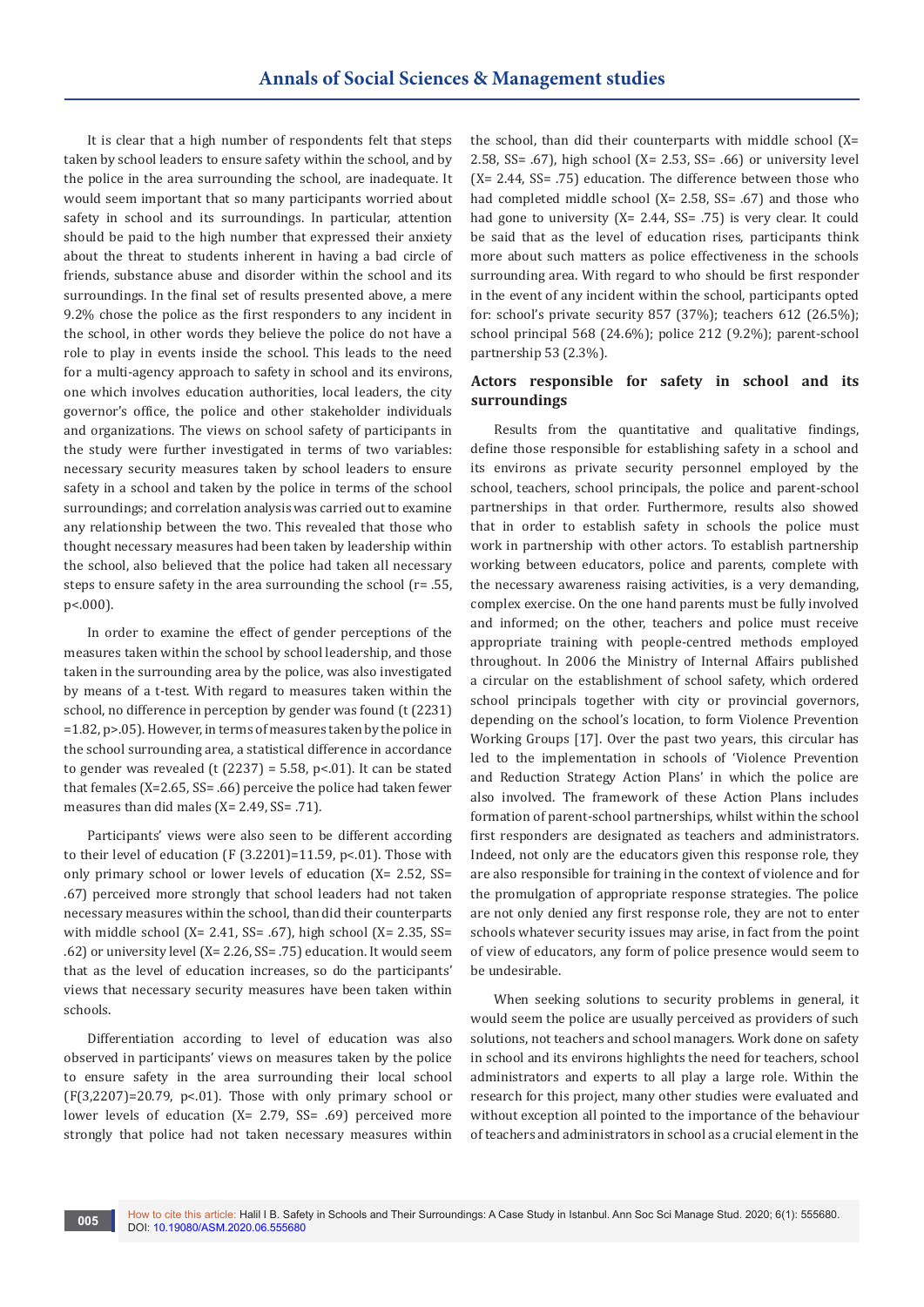It is clear that a high number of respondents felt that steps taken by school leaders to ensure safety within the school, and by the police in the area surrounding the school, are inadequate. It would seem important that so many participants worried about safety in school and its surroundings. In particular, attention should be paid to the high number that expressed their anxiety about the threat to students inherent in having a bad circle of friends, substance abuse and disorder within the school and its surroundings. In the final set of results presented above, a mere 9.2% chose the police as the first responders to any incident in the school, in other words they believe the police do not have a role to play in events inside the school. This leads to the need for a multi-agency approach to safety in school and its environs, one which involves education authorities, local leaders, the city governor's office, the police and other stakeholder individuals and organizations. The views on school safety of participants in the study were further investigated in terms of two variables: necessary security measures taken by school leaders to ensure safety in a school and taken by the police in terms of the school surroundings; and correlation analysis was carried out to examine any relationship between the two. This revealed that those who thought necessary measures had been taken by leadership within the school, also believed that the police had taken all necessary steps to ensure safety in the area surrounding the school ($r= .55$, $p<.000$).

In order to examine the effect of gender perceptions of the measures taken within the school by school leadership, and those taken in the surrounding area by the police, was also investigated by means of a t-test. With regard to measures taken within the school, no difference in perception by gender was found ($t\ (2231) = 1.82$, $p>.05$). However, in terms of measures taken by the police in the school surrounding area, a statistical difference in accordance to gender was revealed ($t\ (2237) = 5.58$, $p<.01$). It can be stated that females ($X=2.65$, $SS= .66$) perceive the police had taken fewer measures than did males ($X= 2.49$, $SS= .71$).

Participants' views were also seen to be different according to their level of education ($F\ (3.2201)=11.59$, $p<.01$). Those with only primary school or lower levels of education ($X= 2.52$, $SS= .67$) perceived more strongly that school leaders had not taken necessary measures within the school, than did their counterparts with middle school ($X= 2.41$, $SS= .67$), high school ($X= 2.35$, $SS= .62$) or university level ($X= 2.26$, $SS= .75$) education. It would seem that as the level of education increases, so do the participants' views that necessary security measures have been taken within schools.

Differentiation according to level of education was also observed in participants' views on measures taken by the police to ensure safety in the area surrounding their local school ($F(3,2207)=20.79$, $p<.01$). Those with only primary school or lower levels of education ($X= 2.79$, $SS= .69$) perceived more strongly that police had not taken necessary measures within the school, than did their counterparts with middle school ($X= 2.58$, $SS= .67$), high school ($X= 2.53$, $SS= .66$) or university level ($X= 2.44$, $SS= .75$) education. The difference between those who had completed middle school ($X= 2.58$, $SS= .67$) and those who had gone to university ($X= 2.44$, $SS= .75$) is very clear. It could be said that as the level of education rises, participants think more about such matters as police effectiveness in the schools surrounding area. With regard to who should be first responder in the event of any incident within the school, participants opted for: school's private security 857 (37%); teachers 612 (26.5%); school principal 568 (24.6%); police 212 (9.2%); parent-school partnership 53 (2.3%).

## Actors responsible for safety in school and its surroundings

Results from the quantitative and qualitative findings, define those responsible for establishing safety in a school and its environs as private security personnel employed by the school, teachers, school principals, the police and parent-school partnerships in that order. Furthermore, results also showed that in order to establish safety in schools the police must work in partnership with other actors. To establish partnership working between educators, police and parents, complete with the necessary awareness raising activities, is a very demanding, complex exercise. On the one hand parents must be fully involved and informed; on the other, teachers and police must receive appropriate training with people-centred methods employed throughout. In 2006 the Ministry of Internal Affairs published a circular on the establishment of school safety, which ordered school principals together with city or provincial governors, depending on the school's location, to form Violence Prevention Working Groups [17]. Over the past two years, this circular has led to the implementation in schools of 'Violence Prevention and Reduction Strategy Action Plans' in which the police are also involved. The framework of these Action Plans includes formation of parent-school partnerships, whilst within the school first responders are designated as teachers and administrators. Indeed, not only are the educators given this response role, they are also responsible for training in the context of violence and for the promulgation of appropriate response strategies. The police are not only denied any first response role, they are not to enter schools whatever security issues may arise, in fact from the point of view of educators, any form of police presence would seem to be undesirable.

When seeking solutions to security problems in general, it would seem the police are usually perceived as providers of such solutions, not teachers and school managers. Work done on safety in school and its environs highlights the need for teachers, school administrators and experts to all play a large role. Within the research for this project, many other studies were evaluated and without exception all pointed to the importance of the behaviour of teachers and administrators in school as a crucial element in the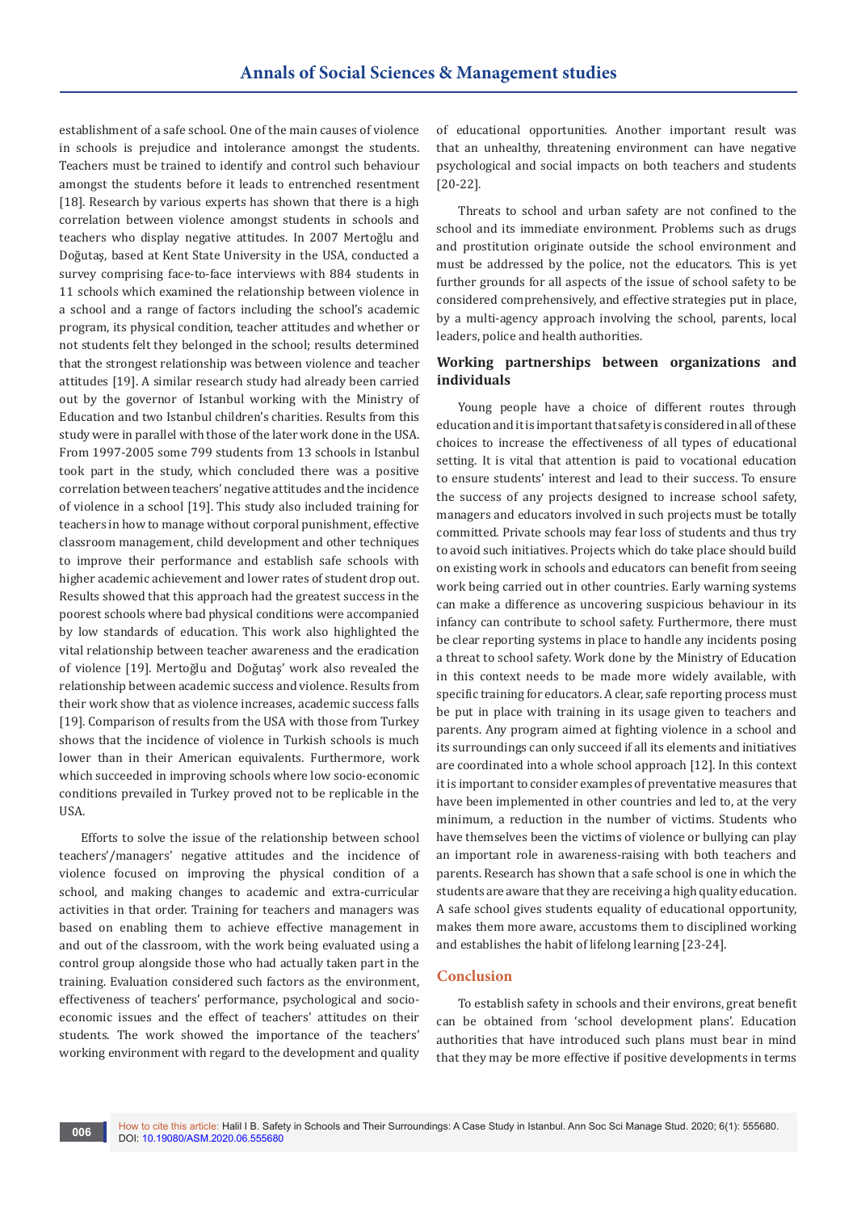establishment of a safe school. One of the main causes of violence in schools is prejudice and intolerance amongst the students. Teachers must be trained to identify and control such behaviour amongst the students before it leads to entrenched resentment [18]. Research by various experts has shown that there is a high correlation between violence amongst students in schools and teachers who display negative attitudes. In 2007 Mertoğlu and Doğutaş, based at Kent State University in the USA, conducted a survey comprising face-to-face interviews with 884 students in 11 schools which examined the relationship between violence in a school and a range of factors including the school's academic program, its physical condition, teacher attitudes and whether or not students felt they belonged in the school; results determined that the strongest relationship was between violence and teacher attitudes [19]. A similar research study had already been carried out by the governor of Istanbul working with the Ministry of Education and two Istanbul children's charities. Results from this study were in parallel with those of the later work done in the USA. From 1997-2005 some 799 students from 13 schools in Istanbul took part in the study, which concluded there was a positive correlation between teachers' negative attitudes and the incidence of violence in a school [19]. This study also included training for teachers in how to manage without corporal punishment, effective classroom management, child development and other techniques to improve their performance and establish safe schools with higher academic achievement and lower rates of student drop out. Results showed that this approach had the greatest success in the poorest schools where bad physical conditions were accompanied by low standards of education. This work also highlighted the vital relationship between teacher awareness and the eradication of violence [19]. Mertoğlu and Doğutaş' work also revealed the relationship between academic success and violence. Results from their work show that as violence increases, academic success falls [19]. Comparison of results from the USA with those from Turkey shows that the incidence of violence in Turkish schools is much lower than in their American equivalents. Furthermore, work which succeeded in improving schools where low socio-economic conditions prevailed in Turkey proved not to be replicable in the USA.

Efforts to solve the issue of the relationship between school teachers'/managers' negative attitudes and the incidence of violence focused on improving the physical condition of a school, and making changes to academic and extra-curricular activities in that order. Training for teachers and managers was based on enabling them to achieve effective management in and out of the classroom, with the work being evaluated using a control group alongside those who had actually taken part in the training. Evaluation considered such factors as the environment, effectiveness of teachers' performance, psychological and socio-economic issues and the effect of teachers' attitudes on their students. The work showed the importance of the teachers' working environment with regard to the development and quality of educational opportunities. Another important result was that an unhealthy, threatening environment can have negative psychological and social impacts on both teachers and students [20-22].

Threats to school and urban safety are not confined to the school and its immediate environment. Problems such as drugs and prostitution originate outside the school environment and must be addressed by the police, not the educators. This is yet further grounds for all aspects of the issue of school safety to be considered comprehensively, and effective strategies put in place, by a multi-agency approach involving the school, parents, local leaders, police and health authorities.

## Working partnerships between organizations and individuals

Young people have a choice of different routes through education and it is important that safety is considered in all of these choices to increase the effectiveness of all types of educational setting. It is vital that attention is paid to vocational education to ensure students' interest and lead to their success. To ensure the success of any projects designed to increase school safety, managers and educators involved in such projects must be totally committed. Private schools may fear loss of students and thus try to avoid such initiatives. Projects which do take place should build on existing work in schools and educators can benefit from seeing work being carried out in other countries. Early warning systems can make a difference as uncovering suspicious behaviour in its infancy can contribute to school safety. Furthermore, there must be clear reporting systems in place to handle any incidents posing a threat to school safety. Work done by the Ministry of Education in this context needs to be made more widely available, with specific training for educators. A clear, safe reporting process must be put in place with training in its usage given to teachers and parents. Any program aimed at fighting violence in a school and its surroundings can only succeed if all its elements and initiatives are coordinated into a whole school approach [12]. In this context it is important to consider examples of preventative measures that have been implemented in other countries and led to, at the very minimum, a reduction in the number of victims. Students who have themselves been the victims of violence or bullying can play an important role in awareness-raising with both teachers and parents. Research has shown that a safe school is one in which the students are aware that they are receiving a high quality education. A safe school gives students equality of educational opportunity, makes them more aware, accustoms them to disciplined working and establishes the habit of lifelong learning [23-24].

## Conclusion

To establish safety in schools and their environs, great benefit can be obtained from 'school development plans'. Education authorities that have introduced such plans must bear in mind that they may be more effective if positive developments in terms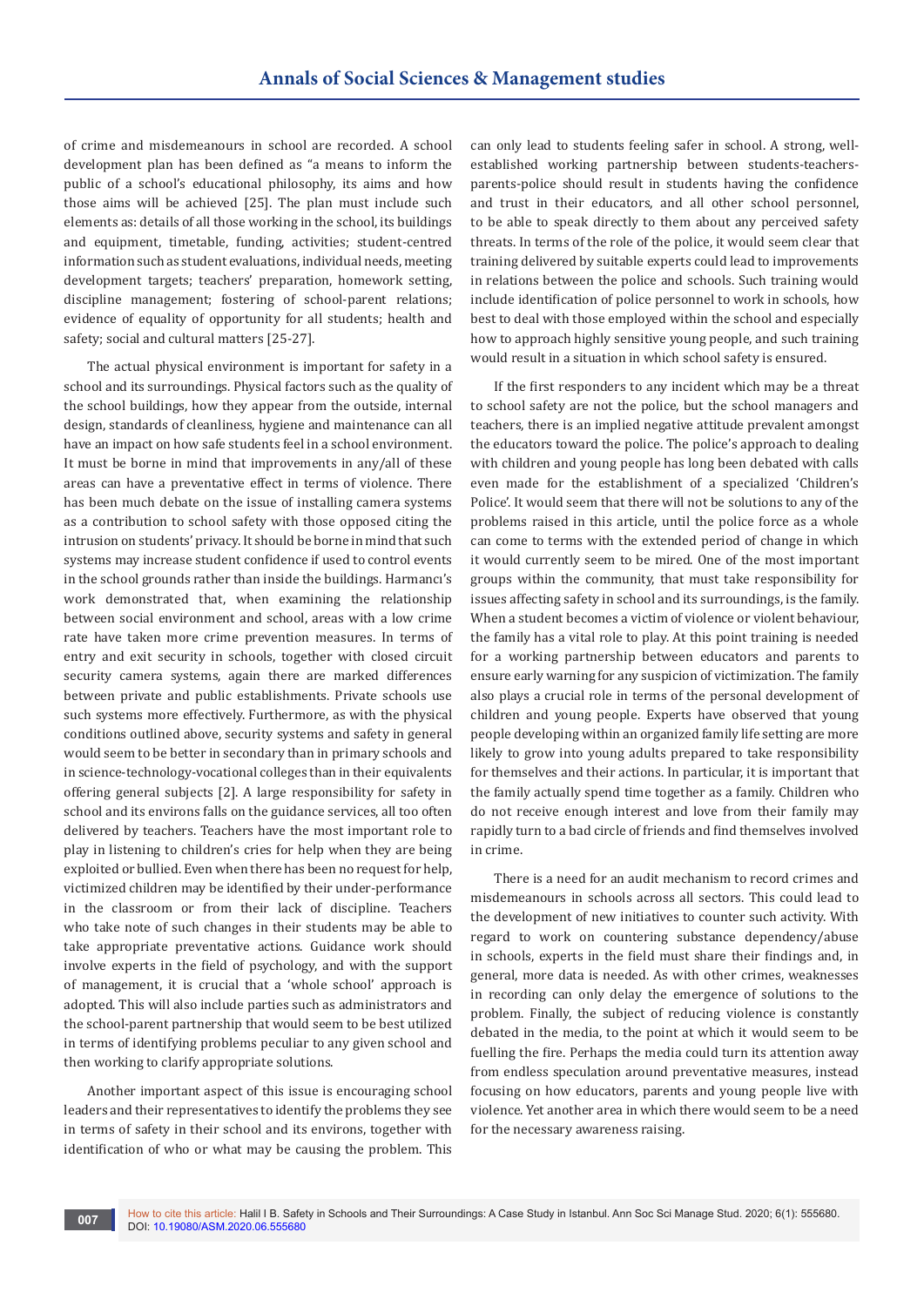of crime and misdemeanours in school are recorded. A school development plan has been defined as "a means to inform the public of a school's educational philosophy, its aims and how those aims will be achieved [25]. The plan must include such elements as: details of all those working in the school, its buildings and equipment, timetable, funding, activities; student-centred information such as student evaluations, individual needs, meeting development targets; teachers' preparation, homework setting, discipline management; fostering of school-parent relations; evidence of equality of opportunity for all students; health and safety; social and cultural matters [25-27].

The actual physical environment is important for safety in a school and its surroundings. Physical factors such as the quality of the school buildings, how they appear from the outside, internal design, standards of cleanliness, hygiene and maintenance can all have an impact on how safe students feel in a school environment. It must be borne in mind that improvements in any/all of these areas can have a preventative effect in terms of violence. There has been much debate on the issue of installing camera systems as a contribution to school safety with those opposed citing the intrusion on students' privacy. It should be borne in mind that such systems may increase student confidence if used to control events in the school grounds rather than inside the buildings. Harmancı's work demonstrated that, when examining the relationship between social environment and school, areas with a low crime rate have taken more crime prevention measures. In terms of entry and exit security in schools, together with closed circuit security camera systems, again there are marked differences between private and public establishments. Private schools use such systems more effectively. Furthermore, as with the physical conditions outlined above, security systems and safety in general would seem to be better in secondary than in primary schools and in science-technology-vocational colleges than in their equivalents offering general subjects [2]. A large responsibility for safety in school and its environs falls on the guidance services, all too often delivered by teachers. Teachers have the most important role to play in listening to children's cries for help when they are being exploited or bullied. Even when there has been no request for help, victimized children may be identified by their under-performance in the classroom or from their lack of discipline. Teachers who take note of such changes in their students may be able to take appropriate preventative actions. Guidance work should involve experts in the field of psychology, and with the support of management, it is crucial that a 'whole school' approach is adopted. This will also include parties such as administrators and the school-parent partnership that would seem to be best utilized in terms of identifying problems peculiar to any given school and then working to clarify appropriate solutions.

Another important aspect of this issue is encouraging school leaders and their representatives to identify the problems they see in terms of safety in their school and its environs, together with identification of who or what may be causing the problem. This can only lead to students feeling safer in school. A strong, well-established working partnership between students-teachers-parents-police should result in students having the confidence and trust in their educators, and all other school personnel, to be able to speak directly to them about any perceived safety threats. In terms of the role of the police, it would seem clear that training delivered by suitable experts could lead to improvements in relations between the police and schools. Such training would include identification of police personnel to work in schools, how best to deal with those employed within the school and especially how to approach highly sensitive young people, and such training would result in a situation in which school safety is ensured.

If the first responders to any incident which may be a threat to school safety are not the police, but the school managers and teachers, there is an implied negative attitude prevalent amongst the educators toward the police. The police's approach to dealing with children and young people has long been debated with calls even made for the establishment of a specialized 'Children's Police'. It would seem that there will not be solutions to any of the problems raised in this article, until the police force as a whole can come to terms with the extended period of change in which it would currently seem to be mired. One of the most important groups within the community, that must take responsibility for issues affecting safety in school and its surroundings, is the family. When a student becomes a victim of violence or violent behaviour, the family has a vital role to play. At this point training is needed for a working partnership between educators and parents to ensure early warning for any suspicion of victimization. The family also plays a crucial role in terms of the personal development of children and young people. Experts have observed that young people developing within an organized family life setting are more likely to grow into young adults prepared to take responsibility for themselves and their actions. In particular, it is important that the family actually spend time together as a family. Children who do not receive enough interest and love from their family may rapidly turn to a bad circle of friends and find themselves involved in crime.

There is a need for an audit mechanism to record crimes and misdemeanours in schools across all sectors. This could lead to the development of new initiatives to counter such activity. With regard to work on countering substance dependency/abuse in schools, experts in the field must share their findings and, in general, more data is needed. As with other crimes, weaknesses in recording can only delay the emergence of solutions to the problem. Finally, the subject of reducing violence is constantly debated in the media, to the point at which it would seem to be fuelling the fire. Perhaps the media could turn its attention away from endless speculation around preventative measures, instead focusing on how educators, parents and young people live with violence. Yet another area in which there would seem to be a need for the necessary awareness raising.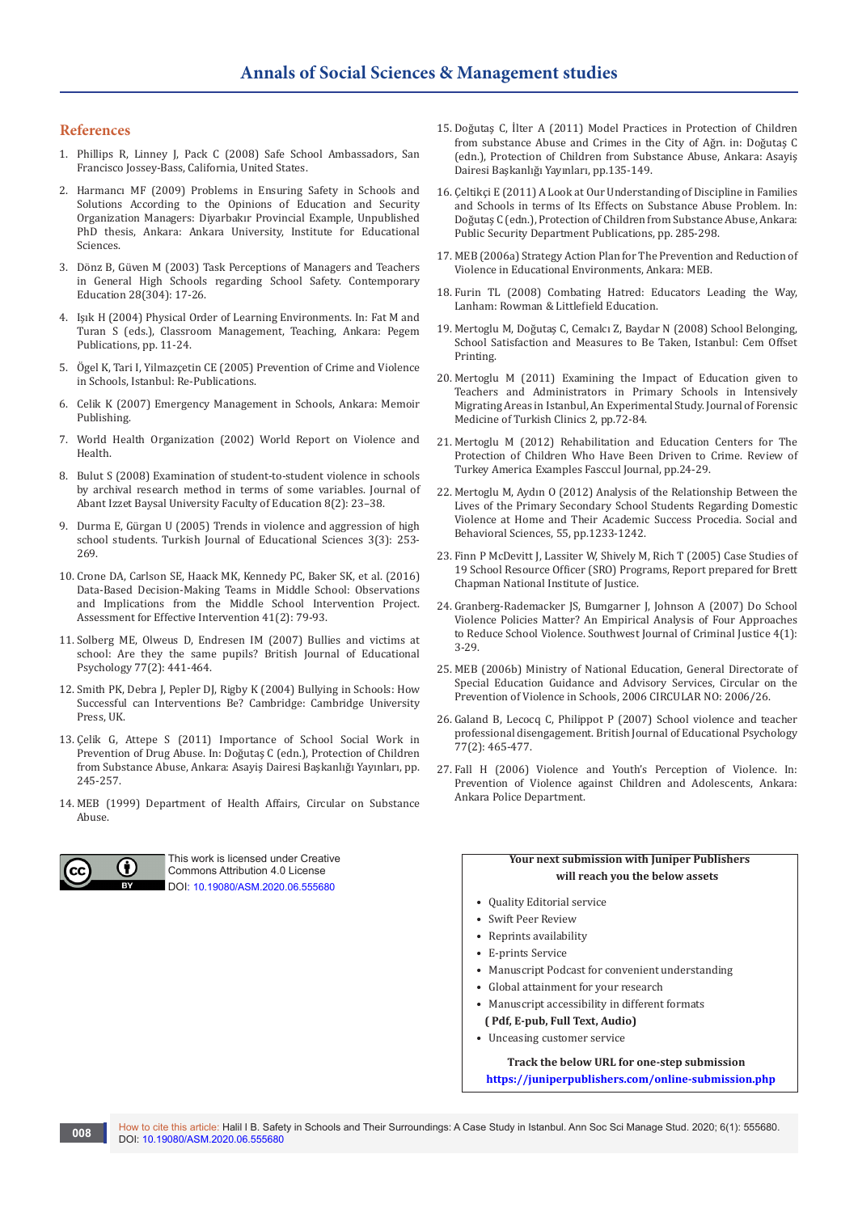## References

1. Phillips R, Linney J, Pack C (2008) Safe School Ambassadors, San Francisco Jossey-Bass, California, United States.
2. Harmancı MF (2009) Problems in Ensuring Safety in Schools and Solutions According to the Opinions of Education and Security Organization Managers: Diyarbakır Provincial Example, Unpublished PhD thesis, Ankara: Ankara University, Institute for Educational Sciences.
3. Dönz B, Güven M (2003) Task Perceptions of Managers and Teachers in General High Schools regarding School Safety. Contemporary Education 28(304): 17-26.
4. Işık H (2004) Physical Order of Learning Environments. In: Fat M and Turan S (eds.), Classroom Management, Teaching, Ankara: Pegem Publications, pp. 11-24.
5. Ögel K, Tari I, Yilmazçetin CE (2005) Prevention of Crime and Violence in Schools, Istanbul: Re-Publications.
6. Celik K (2007) Emergency Management in Schools, Ankara: Memoir Publishing.
7. World Health Organization (2002) World Report on Violence and Health.
8. Bulut S (2008) Examination of student-to-student violence in schools by archival research method in terms of some variables. Journal of Abant Izzet Baysal University Faculty of Education 8(2): 23–38.
9. Durma E, Gürgan U (2005) Trends in violence and aggression of high school students. Turkish Journal of Educational Sciences 3(3): 253-269.
10. Crone DA, Carlson SE, Haack MK, Kennedy PC, Baker SK, et al. (2016) Data-Based Decision-Making Teams in Middle School: Observations and Implications from the Middle School Intervention Project. Assessment for Effective Intervention 41(2): 79-93.
11. Solberg ME, Olweus D, Endresen IM (2007) Bullies and victims at school: Are they the same pupils? British Journal of Educational Psychology 77(2): 441-464.
12. Smith PK, Debra J, Pepler DJ, Rigby K (2004) Bullying in Schools: How Successful can Interventions Be? Cambridge: Cambridge University Press, UK.
13. Çelik G, Attepe S (2011) Importance of School Social Work in Prevention of Drug Abuse. In: Doğutaş C (edn.), Protection of Children from Substance Abuse, Ankara: Asayiş Dairesi Başkanlığı Yayınları, pp. 245-257.
14. MEB (1999) Department of Health Affairs, Circular on Substance Abuse.
15. Doğutaş C, İlter A (2011) Model Practices in Protection of Children from substance Abuse and Crimes in the City of Ağrı. in: Doğutaş C (edn.), Protection of Children from Substance Abuse, Ankara: Asayiş Dairesi Başkanlığı Yayınları, pp.135-149.
16. Çeltikçi E (2011) A Look at Our Understanding of Discipline in Families and Schools in terms of Its Effects on Substance Abuse Problem. In: Doğutaş C (edn.), Protection of Children from Substance Abuse, Ankara: Public Security Department Publications, pp. 285-298.
17. MEB (2006a) Strategy Action Plan for The Prevention and Reduction of Violence in Educational Environments, Ankara: MEB.
18. Furin TL (2008) Combating Hatred: Educators Leading the Way, Lanham: Rowman & Littlefield Education.
19. Mertoglu M, Doğutaş C, Cemalcı Z, Baydar N (2008) School Belonging, School Satisfaction and Measures to Be Taken, Istanbul: Cem Offset Printing.
20. Mertoglu M (2011) Examining the Impact of Education given to Teachers and Administrators in Primary Schools in Intensively Migrating Areas in Istanbul, An Experimental Study. Journal of Forensic Medicine of Turkish Clinics 2, pp.72-84.
21. Mertoglu M (2012) Rehabilitation and Education Centers for The Protection of Children Who Have Been Driven to Crime. Review of Turkey America Examples Fasccul Journal, pp.24-29.
22. Mertoglu M, Aydın O (2012) Analysis of the Relationship Between the Lives of the Primary Secondary School Students Regarding Domestic Violence at Home and Their Academic Success Procedia. Social and Behavioral Sciences, 55, pp.1233-1242.
23. Finn P McDevitt J, Lassiter W, Shively M, Rich T (2005) Case Studies of 19 School Resource Officer (SRO) Programs, Report prepared for Brett Chapman National Institute of Justice.
24. Granberg-Rademacker JS, Bumgarner J, Johnson A (2007) Do School Violence Policies Matter? An Empirical Analysis of Four Approaches to Reduce School Violence. Southwest Journal of Criminal Justice 4(1): 3-29.
25. MEB (2006b) Ministry of National Education, General Directorate of Special Education Guidance and Advisory Services, Circular on the Prevention of Violence in Schools, 2006 CIRCULAR NO: 2006/26.
26. Galand B, Lecocq C, Philippot P (2007) School violence and teacher professional disengagement. British Journal of Educational Psychology 77(2): 465-477.
27. Fall H (2006) Violence and Youth's Perception of Violence. In: Prevention of Violence against Children and Adolescents, Ankara: Ankara Police Department.

This work is licensed under Creative Commons Attribution 4.0 License
DOI: 10.19080/ASM.2020.06.555680

**Your next submission with Juniper Publishers will reach you the below assets**

- Quality Editorial service
- Swift Peer Review
- Reprints availability
- E-prints Service
- Manuscript Podcast for convenient understanding
- Global attainment for your research
- Manuscript accessibility in different formats
  **( Pdf, E-pub, Full Text, Audio)**
- Unceasing customer service

**Track the below URL for one-step submission**
**https://juniperpublishers.com/online-submission.php**